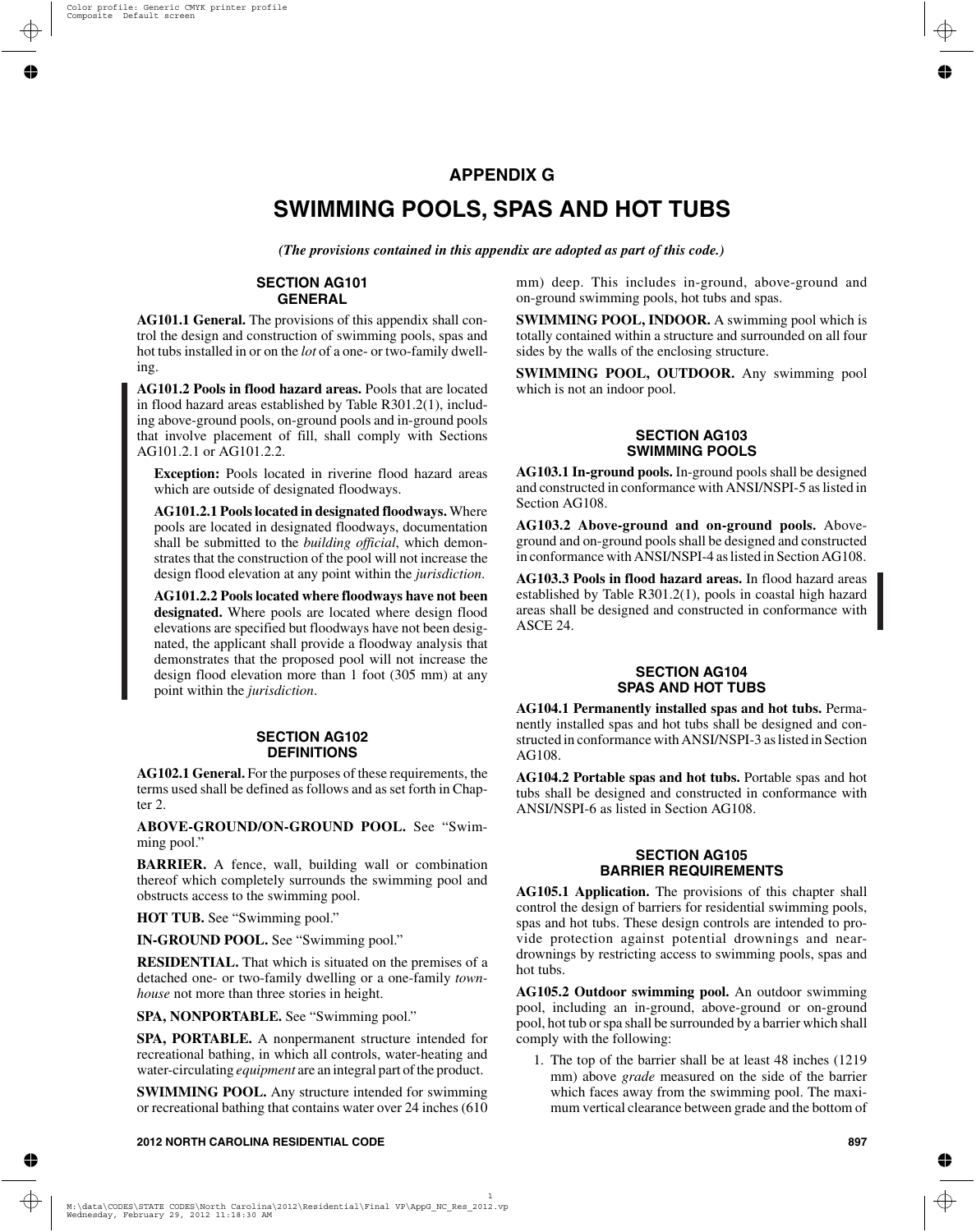# APPENDIX G

# SWIMMING POOLS, SPAS AND HOT TUBS

***(The provisions contained in this appendix are adopted as part of this code.)***

## SECTION AG101 GENERAL

**AG101.1 General.** The provisions of this appendix shall control the design and construction of swimming pools, spas and hot tubs installed in or on the *lot* of a one- or two-family dwelling.

**AG101.2 Pools in flood hazard areas.** Pools that are located in flood hazard areas established by Table R301.2(1), including above-ground pools, on-ground pools and in-ground pools that involve placement of fill, shall comply with Sections AG101.2.1 or AG101.2.2.

**Exception:** Pools located in riverine flood hazard areas which are outside of designated floodways.

**AG101.2.1 Pools located in designated floodways.** Where pools are located in designated floodways, documentation shall be submitted to the *building official*, which demonstrates that the construction of the pool will not increase the design flood elevation at any point within the *jurisdiction*.

**AG101.2.2 Pools located where floodways have not been designated.** Where pools are located where design flood elevations are specified but floodways have not been designated, the applicant shall provide a floodway analysis that demonstrates that the proposed pool will not increase the design flood elevation more than 1 foot (305 mm) at any point within the *jurisdiction*.

## SECTION AG102 DEFINITIONS

**AG102.1 General.** For the purposes of these requirements, the terms used shall be defined as follows and as set forth in Chapter 2.

**ABOVE-GROUND/ON-GROUND POOL.** See "Swimming pool."

**BARRIER.** A fence, wall, building wall or combination thereof which completely surrounds the swimming pool and obstructs access to the swimming pool.

**HOT TUB.** See "Swimming pool."

**IN-GROUND POOL.** See "Swimming pool."

**RESIDENTIAL.** That which is situated on the premises of a detached one- or two-family dwelling or a one-family *townhouse* not more than three stories in height.

**SPA, NONPORTABLE.** See "Swimming pool."

**SPA, PORTABLE.** A nonpermanent structure intended for recreational bathing, in which all controls, water-heating and water-circulating *equipment* are an integral part of the product.

**SWIMMING POOL.** Any structure intended for swimming or recreational bathing that contains water over 24 inches (610 mm) deep. This includes in-ground, above-ground and on-ground swimming pools, hot tubs and spas.

**SWIMMING POOL, INDOOR.** A swimming pool which is totally contained within a structure and surrounded on all four sides by the walls of the enclosing structure.

**SWIMMING POOL, OUTDOOR.** Any swimming pool which is not an indoor pool.

## SECTION AG103 SWIMMING POOLS

**AG103.1 In-ground pools.** In-ground pools shall be designed and constructed in conformance with ANSI/NSPI-5 as listed in Section AG108.

**AG103.2 Above-ground and on-ground pools.** Above-ground and on-ground pools shall be designed and constructed in conformance with ANSI/NSPI-4 as listed in Section AG108.

**AG103.3 Pools in flood hazard areas.** In flood hazard areas established by Table R301.2(1), pools in coastal high hazard areas shall be designed and constructed in conformance with ASCE 24.

## SECTION AG104 SPAS AND HOT TUBS

**AG104.1 Permanently installed spas and hot tubs.** Permanently installed spas and hot tubs shall be designed and constructed in conformance with ANSI/NSPI-3 as listed in Section AG108.

**AG104.2 Portable spas and hot tubs.** Portable spas and hot tubs shall be designed and constructed in conformance with ANSI/NSPI-6 as listed in Section AG108.

## SECTION AG105 BARRIER REQUIREMENTS

**AG105.1 Application.** The provisions of this chapter shall control the design of barriers for residential swimming pools, spas and hot tubs. These design controls are intended to provide protection against potential drownings and near-drownings by restricting access to swimming pools, spas and hot tubs.

**AG105.2 Outdoor swimming pool.** An outdoor swimming pool, including an in-ground, above-ground or on-ground pool, hot tub or spa shall be surrounded by a barrier which shall comply with the following:

1. The top of the barrier shall be at least 48 inches (1219 mm) above *grade* measured on the side of the barrier which faces away from the swimming pool. The maximum vertical clearance between grade and the bottom of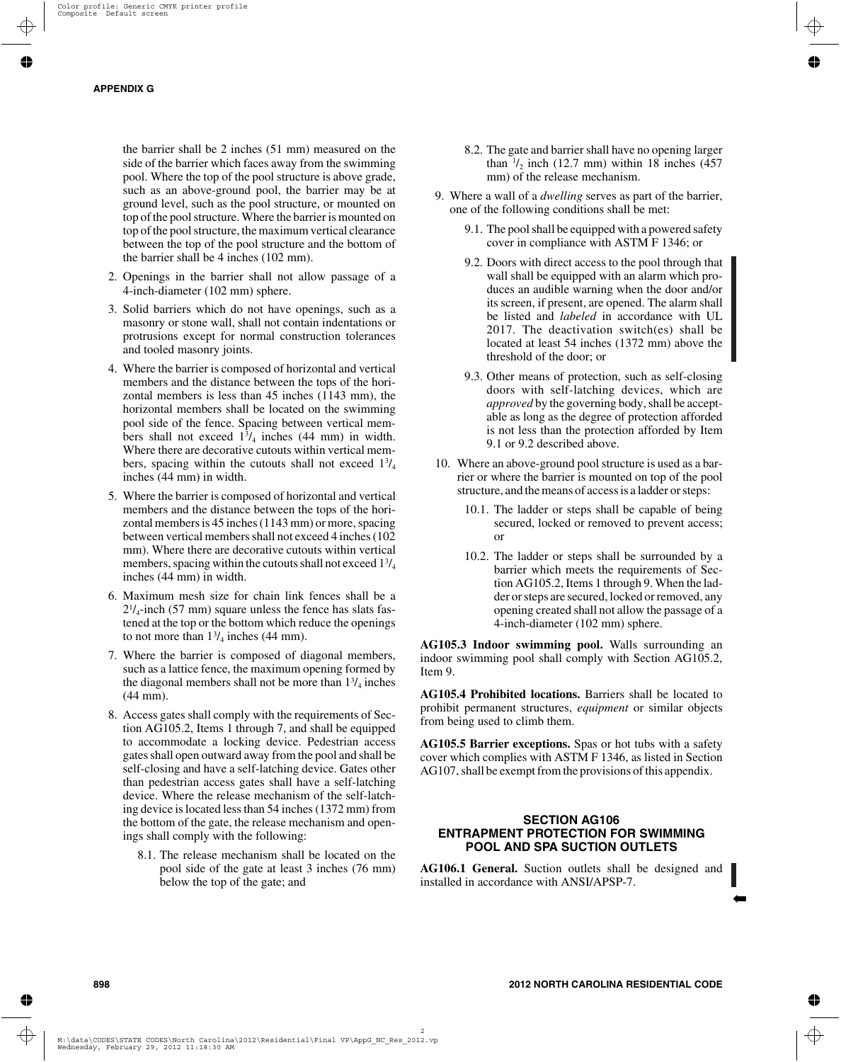the barrier shall be 2 inches (51 mm) measured on the side of the barrier which faces away from the swimming pool. Where the top of the pool structure is above grade, such as an above-ground pool, the barrier may be at ground level, such as the pool structure, or mounted on top of the pool structure. Where the barrier is mounted on top of the pool structure, the maximum vertical clearance between the top of the pool structure and the bottom of the barrier shall be 4 inches (102 mm).

2. Openings in the barrier shall not allow passage of a 4-inch-diameter (102 mm) sphere.
3. Solid barriers which do not have openings, such as a masonry or stone wall, shall not contain indentations or protrusions except for normal construction tolerances and tooled masonry joints.
4. Where the barrier is composed of horizontal and vertical members and the distance between the tops of the horizontal members is less than 45 inches (1143 mm), the horizontal members shall be located on the swimming pool side of the fence. Spacing between vertical members shall not exceed $1^3/_4$ inches (44 mm) in width. Where there are decorative cutouts within vertical members, spacing within the cutouts shall not exceed $1^3/_4$ inches (44 mm) in width.
5. Where the barrier is composed of horizontal and vertical members and the distance between the tops of the horizontal members is 45 inches (1143 mm) or more, spacing between vertical members shall not exceed 4 inches (102 mm). Where there are decorative cutouts within vertical members, spacing within the cutouts shall not exceed $1^3/_4$ inches (44 mm) in width.
6. Maximum mesh size for chain link fences shall be a $2^1/_4$-inch (57 mm) square unless the fence has slats fastened at the top or the bottom which reduce the openings to not more than $1^3/_4$ inches (44 mm).
7. Where the barrier is composed of diagonal members, such as a lattice fence, the maximum opening formed by the diagonal members shall not be more than $1^3/_4$ inches (44 mm).
8. Access gates shall comply with the requirements of Section AG105.2, Items 1 through 7, and shall be equipped to accommodate a locking device. Pedestrian access gates shall open outward away from the pool and shall be self-closing and have a self-latching device. Gates other than pedestrian access gates shall have a self-latching device. Where the release mechanism of the self-latching device is located less than 54 inches (1372 mm) from the bottom of the gate, the release mechanism and openings shall comply with the following:
   - 8.1. The release mechanism shall be located on the pool side of the gate at least 3 inches (76 mm) below the top of the gate; and
   - 8.2. The gate and barrier shall have no opening larger than $^1/_2$ inch (12.7 mm) within 18 inches (457 mm) of the release mechanism.
9. Where a wall of a *dwelling* serves as part of the barrier, one of the following conditions shall be met:
   - 9.1. The pool shall be equipped with a powered safety cover in compliance with ASTM F 1346; or
   - 9.2. Doors with direct access to the pool through that wall shall be equipped with an alarm which produces an audible warning when the door and/or its screen, if present, are opened. The alarm shall be listed and *labeled* in accordance with UL 2017. The deactivation switch(es) shall be located at least 54 inches (1372 mm) above the threshold of the door; or
   - 9.3. Other means of protection, such as self-closing doors with self-latching devices, which are *approved* by the governing body, shall be acceptable as long as the degree of protection afforded is not less than the protection afforded by Item 9.1 or 9.2 described above.
10. Where an above-ground pool structure is used as a barrier or where the barrier is mounted on top of the pool structure, and the means of access is a ladder or steps:
    - 10.1. The ladder or steps shall be capable of being secured, locked or removed to prevent access; or
    - 10.2. The ladder or steps shall be surrounded by a barrier which meets the requirements of Section AG105.2, Items 1 through 9. When the ladder or steps are secured, locked or removed, any opening created shall not allow the passage of a 4-inch-diameter (102 mm) sphere.

**AG105.3 Indoor swimming pool.** Walls surrounding an indoor swimming pool shall comply with Section AG105.2, Item 9.

**AG105.4 Prohibited locations.** Barriers shall be located to prohibit permanent structures, *equipment* or similar objects from being used to climb them.

**AG105.5 Barrier exceptions.** Spas or hot tubs with a safety cover which complies with ASTM F 1346, as listed in Section AG107, shall be exempt from the provisions of this appendix.

## SECTION AG106 ENTRAPMENT PROTECTION FOR SWIMMING POOL AND SPA SUCTION OUTLETS

**AG106.1 General.** Suction outlets shall be designed and installed in accordance with ANSI/APSP-7.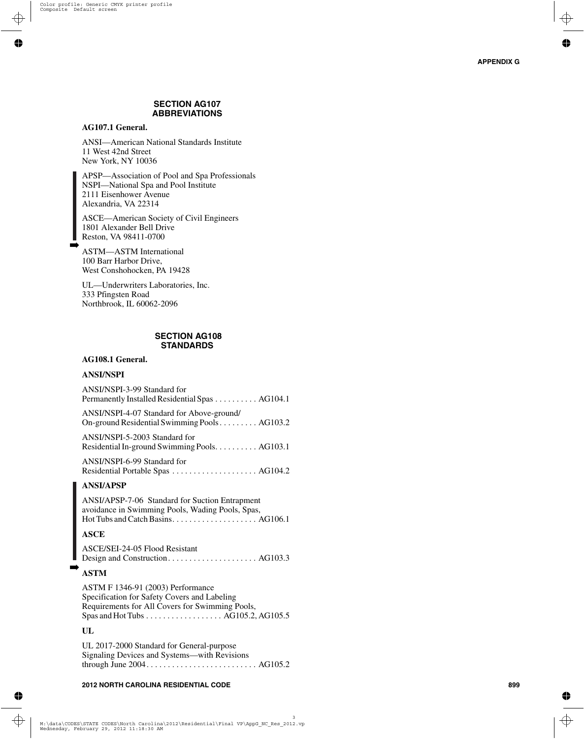## SECTION AG107 ABBREVIATIONS

**AG107.1 General.**

ANSI—American National Standards Institute
11 West 42nd Street
New York, NY 10036

APSP—Association of Pool and Spa Professionals
NSPI—National Spa and Pool Institute
2111 Eisenhower Avenue
Alexandria, VA 22314

ASCE—American Society of Civil Engineers
1801 Alexander Bell Drive
Reston, VA 98411-0700

ASTM—ASTM International
100 Barr Harbor Drive,
West Conshohocken, PA 19428

UL—Underwriters Laboratories, Inc.
333 Pfingsten Road
Northbrook, IL 60062-2096

## SECTION AG108 STANDARDS

**AG108.1 General.**

**ANSI/NSPI**

ANSI/NSPI-3-99 Standard for
Permanently Installed Residential Spas . . . . . . . . . . AG104.1

ANSI/NSPI-4-07 Standard for Above-ground/
On-ground Residential Swimming Pools . . . . . . . . . AG103.2

ANSI/NSPI-5-2003 Standard for
Residential In-ground Swimming Pools. . . . . . . . . . AG103.1

ANSI/NSPI-6-99 Standard for
Residential Portable Spas . . . . . . . . . . . . . . . . . . . . AG104.2

**ANSI/APSP**

ANSI/APSP-7-06 Standard for Suction Entrapment
avoidance in Swimming Pools, Wading Pools, Spas,
Hot Tubs and Catch Basins. . . . . . . . . . . . . . . . . . . . AG106.1

**ASCE**

ASCE/SEI-24-05 Flood Resistant
Design and Construction. . . . . . . . . . . . . . . . . . . . . AG103.3

**ASTM**

ASTM F 1346-91 (2003) Performance
Specification for Safety Covers and Labeling
Requirements for All Covers for Swimming Pools,
Spas and Hot Tubs . . . . . . . . . . . . . . . . . . AG105.2, AG105.5

**UL**

UL 2017-2000 Standard for General-purpose
Signaling Devices and Systems—with Revisions
through June 2004. . . . . . . . . . . . . . . . . . . . . . . . . . AG105.2